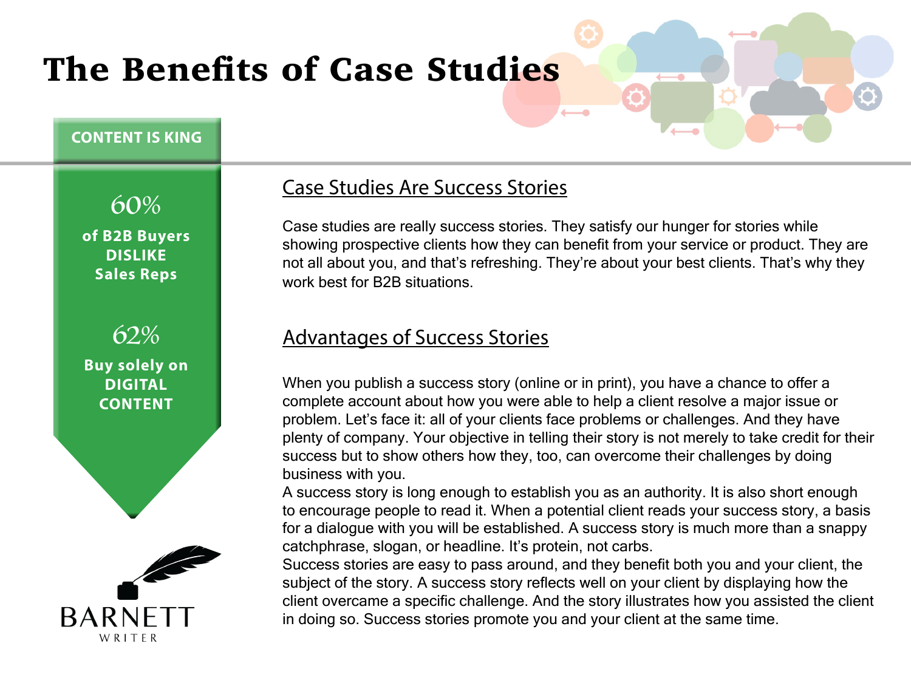# The Benefits of Case Studies

**CONTENT IS KING**

**60%**
**of B2B Buyers DISLIKE Sales Reps**

**62%**
**Buy solely on DIGITAL CONTENT**

BARNETT
WRITER

## Case Studies Are Success Stories

Case studies are really success stories. They satisfy our hunger for stories while showing prospective clients how they can benefit from your service or product. They are not all about you, and that's refreshing. They're about your best clients. That's why they work best for B2B situations.

## Advantages of Success Stories

When you publish a success story (online or in print), you have a chance to offer a complete account about how you were able to help a client resolve a major issue or problem. Let's face it: all of your clients face problems or challenges. And they have plenty of company. Your objective in telling their story is not merely to take credit for their success but to show others how they, too, can overcome their challenges by doing business with you.

A success story is long enough to establish you as an authority. It is also short enough to encourage people to read it. When a potential client reads your success story, a basis for a dialogue with you will be established. A success story is much more than a snappy catchphrase, slogan, or headline. It's protein, not carbs.

Success stories are easy to pass around, and they benefit both you and your client, the subject of the story. A success story reflects well on your client by displaying how the client overcame a specific challenge. And the story illustrates how you assisted the client in doing so. Success stories promote you and your client at the same time.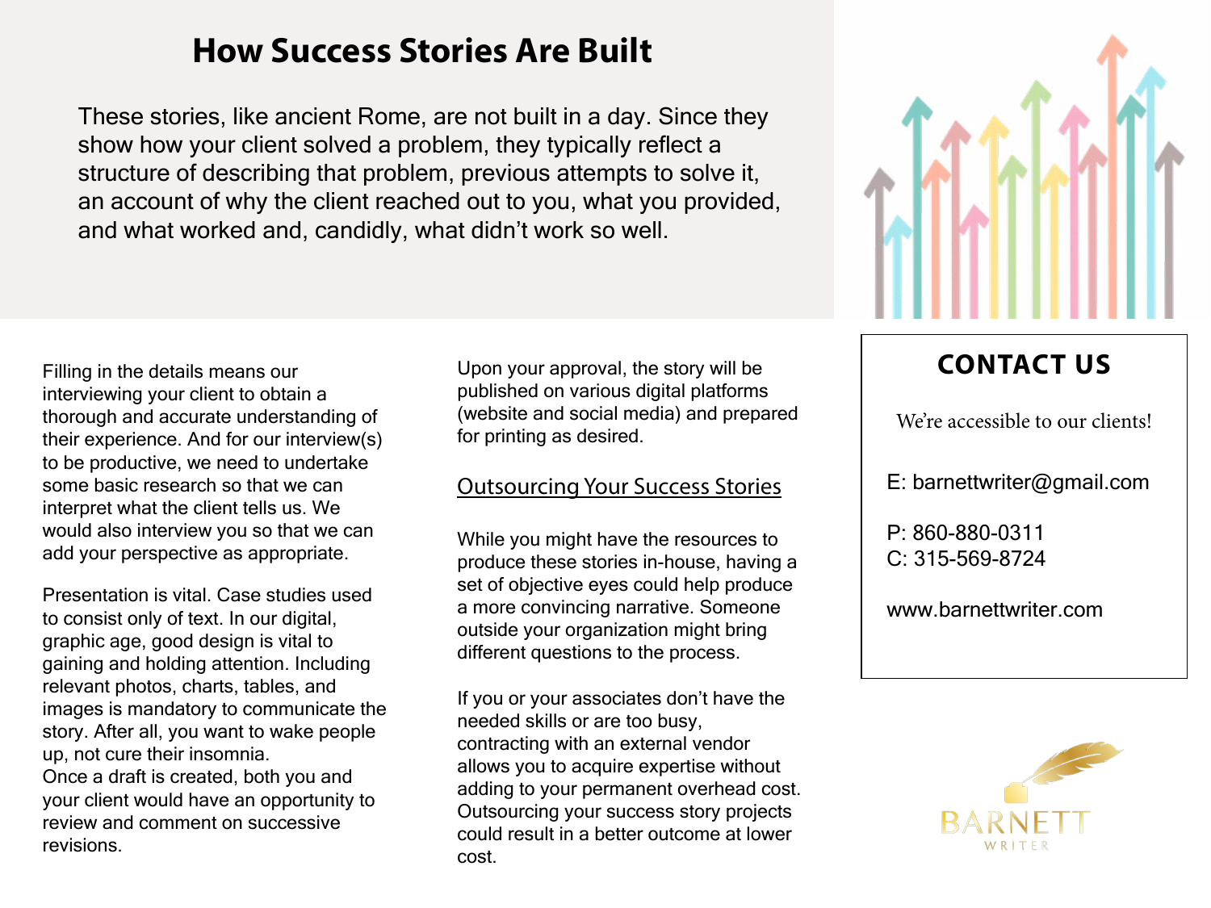# How Success Stories Are Built

These stories, like ancient Rome, are not built in a day. Since they show how your client solved a problem, they typically reflect a structure of describing that problem, previous attempts to solve it, an account of why the client reached out to you, what you provided, and what worked and, candidly, what didn't work so well.

Filling in the details means our interviewing your client to obtain a thorough and accurate understanding of their experience. And for our interview(s) to be productive, we need to undertake some basic research so that we can interpret what the client tells us. We would also interview you so that we can add your perspective as appropriate.

Presentation is vital. Case studies used to consist only of text. In our digital, graphic age, good design is vital to gaining and holding attention. Including relevant photos, charts, tables, and images is mandatory to communicate the story. After all, you want to wake people up, not cure their insomnia.
Once a draft is created, both you and your client would have an opportunity to review and comment on successive revisions.

Upon your approval, the story will be published on various digital platforms (website and social media) and prepared for printing as desired.

## Outsourcing Your Success Stories

While you might have the resources to produce these stories in-house, having a set of objective eyes could help produce a more convincing narrative. Someone outside your organization might bring different questions to the process.

If you or your associates don't have the needed skills or are too busy, contracting with an external vendor allows you to acquire expertise without adding to your permanent overhead cost. Outsourcing your success story projects could result in a better outcome at lower cost.

## CONTACT US

We're accessible to our clients!

E: barnettwriter@gmail.com

P: 860-880-0311
C: 315-569-8724

www.barnettwriter.com

BARNETT
WRITER